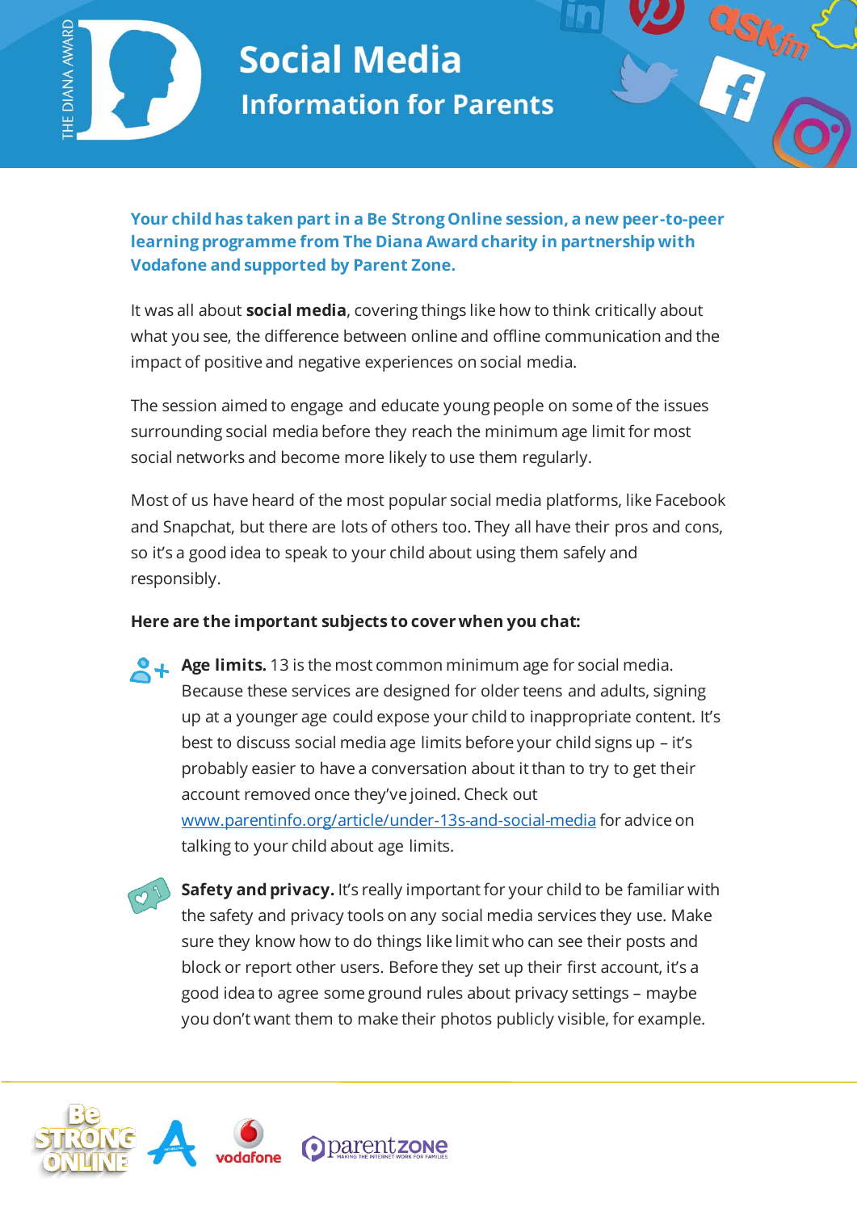# Social Media

## Information for Parents

**Your child has taken part in a Be Strong Online session, a new peer-to-peer learning programme from The Diana Award charity in partnership with Vodafone and supported by Parent Zone.**

It was all about **social media**, covering things like how to think critically about what you see, the difference between online and offline communication and the impact of positive and negative experiences on social media.

The session aimed to engage and educate young people on some of the issues surrounding social media before they reach the minimum age limit for most social networks and become more likely to use them regularly.

Most of us have heard of the most popular social media platforms, like Facebook and Snapchat, but there are lots of others too. They all have their pros and cons, so it's a good idea to speak to your child about using them safely and responsibly.

**Here are the important subjects to cover when you chat:**

**Age limits.** 13 is the most common minimum age for social media. Because these services are designed for older teens and adults, signing up at a younger age could expose your child to inappropriate content. It's best to discuss social media age limits before your child signs up – it's probably easier to have a conversation about it than to try to get their account removed once they've joined. Check out www.parentinfo.org/article/under-13s-and-social-media for advice on talking to your child about age limits.

**Safety and privacy.** It's really important for your child to be familiar with the safety and privacy tools on any social media services they use. Make sure they know how to do things like limit who can see their posts and block or report other users. Before they set up their first account, it's a good idea to agree some ground rules about privacy settings – maybe you don't want them to make their photos publicly visible, for example.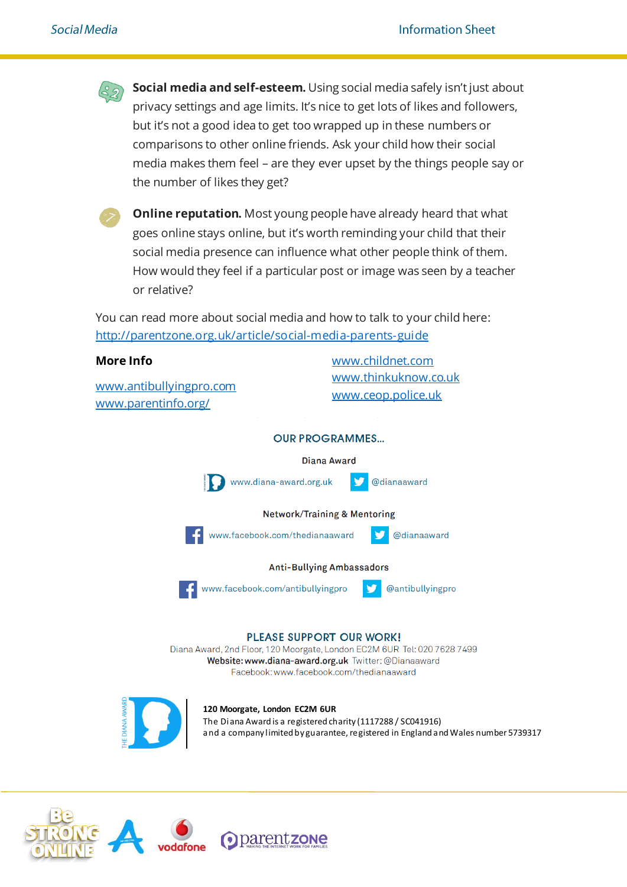**Social media and self-esteem.** Using social media safely isn't just about privacy settings and age limits. It's nice to get lots of likes and followers, but it's not a good idea to get too wrapped up in these numbers or comparisons to other online friends. Ask your child how their social media makes them feel – are they ever upset by the things people say or the number of likes they get?

**Online reputation.** Most young people have already heard that what goes online stays online, but it's worth reminding your child that their social media presence can influence what other people think of them. How would they feel if a particular post or image was seen by a teacher or relative?

You can read more about social media and how to talk to your child here: http://parentzone.org.uk/article/social-media-parents-guide

**More Info**

www.antibullyingpro.com
www.parentinfo.org/
www.childnet.com
www.thinkuknow.co.uk
www.ceop.police.uk

## OUR PROGRAMMES...

**Diana Award**

www.diana-award.org.uk @dianaaward

**Network/Training & Mentoring**

www.facebook.com/thedianaaward @dianaaward

**Anti-Bullying Ambassadors**

www.facebook.com/antibullyingpro @antibullyingpro

## PLEASE SUPPORT OUR WORK!

Diana Award, 2nd Floor, 120 Moorgate, London EC2M 6UR Tel: 020 7628 7499
**Website: www.diana-award.org.uk** Twitter: @Dianaaward
Facebook: www.facebook.com/thedianaaward

**120 Moorgate, London EC2M 6UR**
The Diana Award is a registered charity (1117288 / SC041916)
and a company limited by guarantee, registered in England and Wales number 5739317